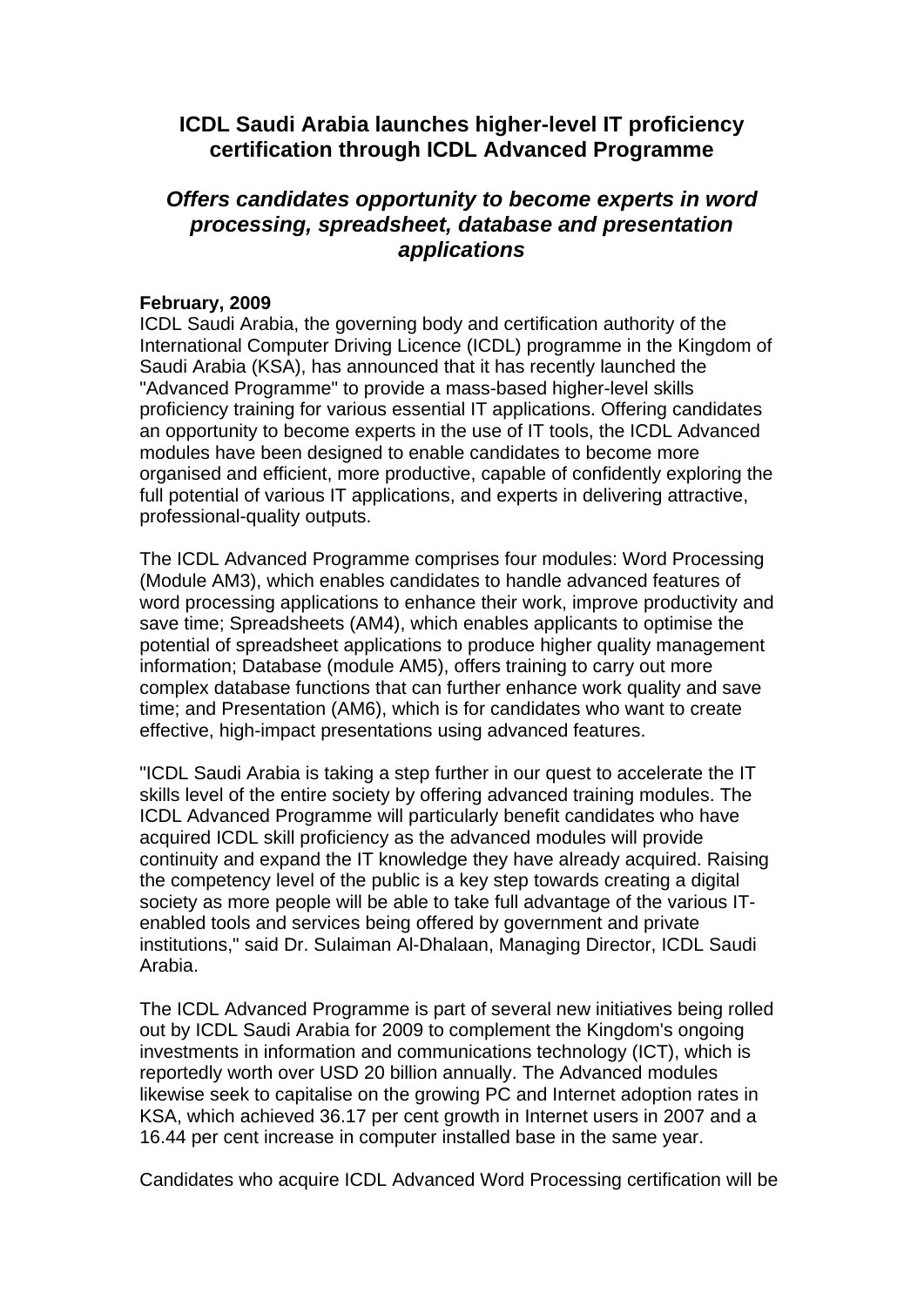## ICDL Saudi Arabia launches higher-level IT proficiency certification through ICDL Advanced Programme

### *Offers candidates opportunity to become experts in word processing, spreadsheet, database and presentation applications*

**February, 2009**
ICDL Saudi Arabia, the governing body and certification authority of the International Computer Driving Licence (ICDL) programme in the Kingdom of Saudi Arabia (KSA), has announced that it has recently launched the "Advanced Programme" to provide a mass-based higher-level skills proficiency training for various essential IT applications. Offering candidates an opportunity to become experts in the use of IT tools, the ICDL Advanced modules have been designed to enable candidates to become more organised and efficient, more productive, capable of confidently exploring the full potential of various IT applications, and experts in delivering attractive, professional-quality outputs.

The ICDL Advanced Programme comprises four modules: Word Processing (Module AM3), which enables candidates to handle advanced features of word processing applications to enhance their work, improve productivity and save time; Spreadsheets (AM4), which enables applicants to optimise the potential of spreadsheet applications to produce higher quality management information; Database (module AM5), offers training to carry out more complex database functions that can further enhance work quality and save time; and Presentation (AM6), which is for candidates who want to create effective, high-impact presentations using advanced features.

"ICDL Saudi Arabia is taking a step further in our quest to accelerate the IT skills level of the entire society by offering advanced training modules. The ICDL Advanced Programme will particularly benefit candidates who have acquired ICDL skill proficiency as the advanced modules will provide continuity and expand the IT knowledge they have already acquired. Raising the competency level of the public is a key step towards creating a digital society as more people will be able to take full advantage of the various IT-enabled tools and services being offered by government and private institutions," said Dr. Sulaiman Al-Dhalaan, Managing Director, ICDL Saudi Arabia.

The ICDL Advanced Programme is part of several new initiatives being rolled out by ICDL Saudi Arabia for 2009 to complement the Kingdom's ongoing investments in information and communications technology (ICT), which is reportedly worth over USD 20 billion annually. The Advanced modules likewise seek to capitalise on the growing PC and Internet adoption rates in KSA, which achieved 36.17 per cent growth in Internet users in 2007 and a 16.44 per cent increase in computer installed base in the same year.

Candidates who acquire ICDL Advanced Word Processing certification will be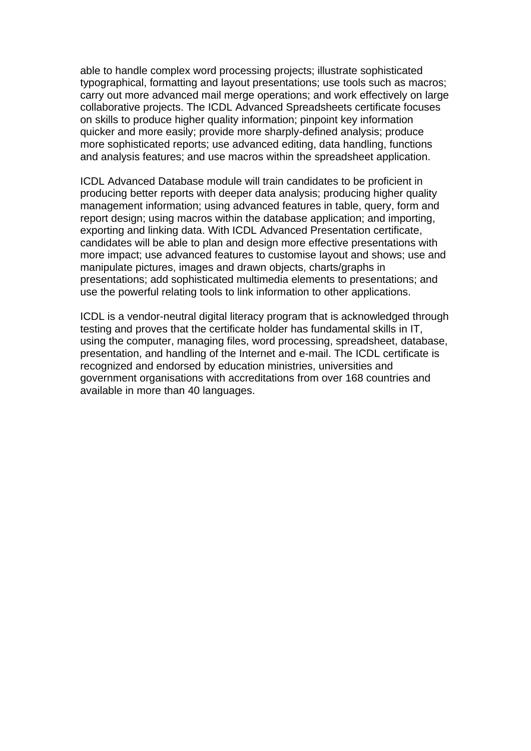able to handle complex word processing projects; illustrate sophisticated typographical, formatting and layout presentations; use tools such as macros; carry out more advanced mail merge operations; and work effectively on large collaborative projects. The ICDL Advanced Spreadsheets certificate focuses on skills to produce higher quality information; pinpoint key information quicker and more easily; provide more sharply-defined analysis; produce more sophisticated reports; use advanced editing, data handling, functions and analysis features; and use macros within the spreadsheet application.

ICDL Advanced Database module will train candidates to be proficient in producing better reports with deeper data analysis; producing higher quality management information; using advanced features in table, query, form and report design; using macros within the database application; and importing, exporting and linking data. With ICDL Advanced Presentation certificate, candidates will be able to plan and design more effective presentations with more impact; use advanced features to customise layout and shows; use and manipulate pictures, images and drawn objects, charts/graphs in presentations; add sophisticated multimedia elements to presentations; and use the powerful relating tools to link information to other applications.

ICDL is a vendor-neutral digital literacy program that is acknowledged through testing and proves that the certificate holder has fundamental skills in IT, using the computer, managing files, word processing, spreadsheet, database, presentation, and handling of the Internet and e-mail. The ICDL certificate is recognized and endorsed by education ministries, universities and government organisations with accreditations from over 168 countries and available in more than 40 languages.